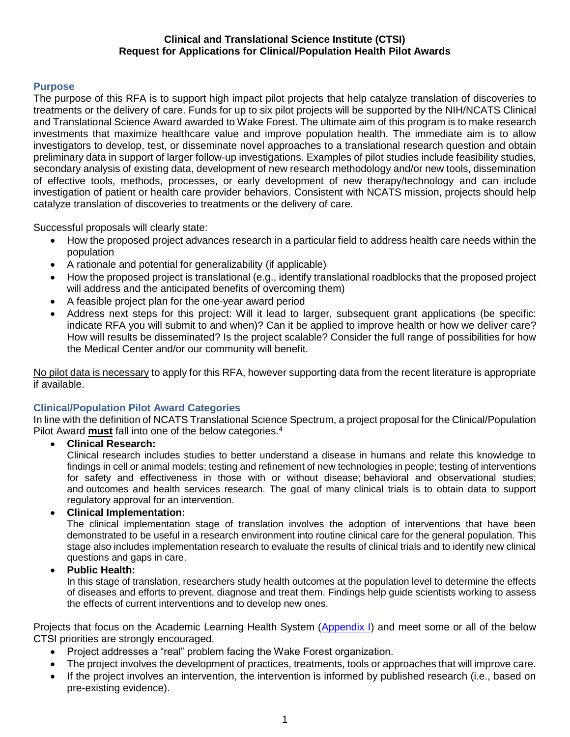**Clinical and Translational Science Institute (CTSI)**
**Request for Applications for Clinical/Population Health Pilot Awards**

## Purpose

The purpose of this RFA is to support high impact pilot projects that help catalyze translation of discoveries to treatments or the delivery of care. Funds for up to six pilot projects will be supported by the NIH/NCATS Clinical and Translational Science Award awarded to Wake Forest. The ultimate aim of this program is to make research investments that maximize healthcare value and improve population health. The immediate aim is to allow investigators to develop, test, or disseminate novel approaches to a translational research question and obtain preliminary data in support of larger follow-up investigations. Examples of pilot studies include feasibility studies, secondary analysis of existing data, development of new research methodology and/or new tools, dissemination of effective tools, methods, processes, or early development of new therapy/technology and can include investigation of patient or health care provider behaviors. Consistent with NCATS mission, projects should help catalyze translation of discoveries to treatments or the delivery of care.

Successful proposals will clearly state:

- How the proposed project advances research in a particular field to address health care needs within the population
- A rationale and potential for generalizability (if applicable)
- How the proposed project is translational (e.g., identify translational roadblocks that the proposed project will address and the anticipated benefits of overcoming them)
- A feasible project plan for the one-year award period
- Address next steps for this project: Will it lead to larger, subsequent grant applications (be specific: indicate RFA you will submit to and when)? Can it be applied to improve health or how we deliver care? How will results be disseminated? Is the project scalable? Consider the full range of possibilities for how the Medical Center and/or our community will benefit.

<u>No pilot data is necessary</u> to apply for this RFA, however supporting data from the recent literature is appropriate if available.

## Clinical/Population Pilot Award Categories

In line with the definition of NCATS Translational Science Spectrum, a project proposal for the Clinical/Population Pilot Award **<u>must</u>** fall into one of the below categories.[4]

- **Clinical Research:**
  Clinical research includes studies to better understand a disease in humans and relate this knowledge to findings in cell or animal models; testing and refinement of new technologies in people; testing of interventions for safety and effectiveness in those with or without disease; behavioral and observational studies; and outcomes and health services research. The goal of many clinical trials is to obtain data to support regulatory approval for an intervention.
- **Clinical Implementation:**
  The clinical implementation stage of translation involves the adoption of interventions that have been demonstrated to be useful in a research environment into routine clinical care for the general population. This stage also includes implementation research to evaluate the results of clinical trials and to identify new clinical questions and gaps in care.
- **Public Health:**
  In this stage of translation, researchers study health outcomes at the population level to determine the effects of diseases and efforts to prevent, diagnose and treat them. Findings help guide scientists working to assess the effects of current interventions and to develop new ones.

Projects that focus on the Academic Learning Health System (Appendix I) and meet some or all of the below CTSI priorities are strongly encouraged.

- Project addresses a "real" problem facing the Wake Forest organization.
- The project involves the development of practices, treatments, tools or approaches that will improve care.
- If the project involves an intervention, the intervention is informed by published research (i.e., based on pre-existing evidence).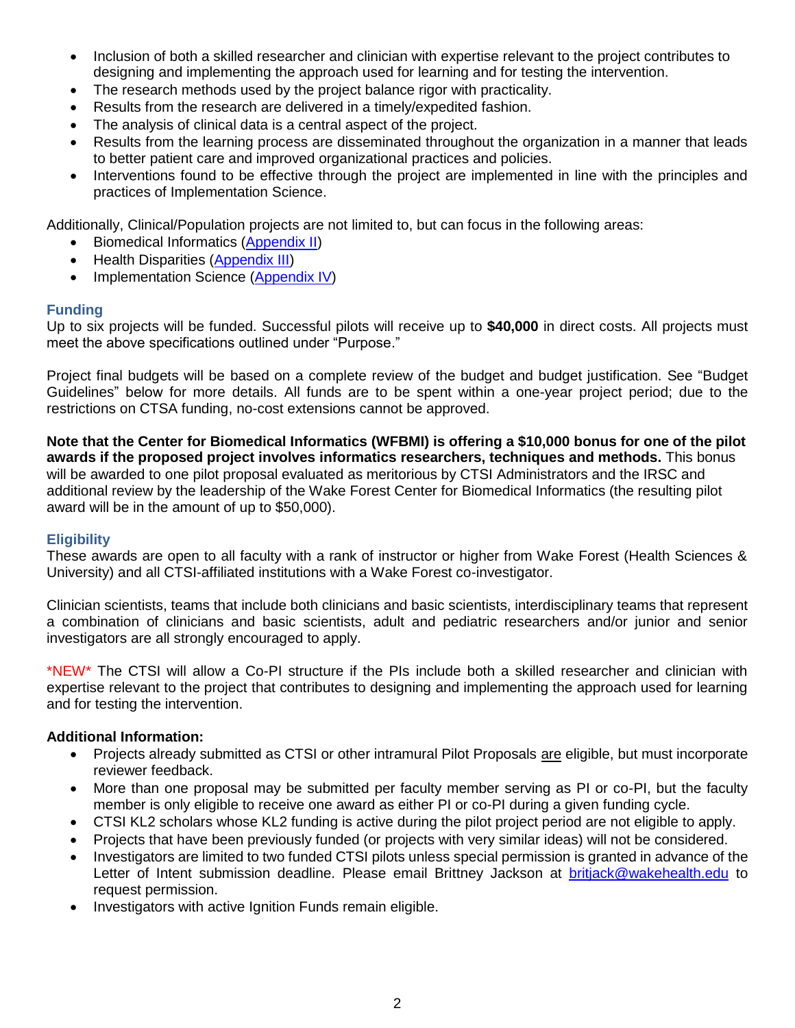- Inclusion of both a skilled researcher and clinician with expertise relevant to the project contributes to designing and implementing the approach used for learning and for testing the intervention.
- The research methods used by the project balance rigor with practicality.
- Results from the research are delivered in a timely/expedited fashion.
- The analysis of clinical data is a central aspect of the project.
- Results from the learning process are disseminated throughout the organization in a manner that leads to better patient care and improved organizational practices and policies.
- Interventions found to be effective through the project are implemented in line with the principles and practices of Implementation Science.

Additionally, Clinical/Population projects are not limited to, but can focus in the following areas:

- Biomedical Informatics (Appendix II)
- Health Disparities (Appendix III)
- Implementation Science (Appendix IV)

### Funding

Up to six projects will be funded. Successful pilots will receive up to **$40,000** in direct costs. All projects must meet the above specifications outlined under "Purpose."

Project final budgets will be based on a complete review of the budget and budget justification. See "Budget Guidelines" below for more details. All funds are to be spent within a one-year project period; due to the restrictions on CTSA funding, no-cost extensions cannot be approved.

**Note that the Center for Biomedical Informatics (WFBMI) is offering a $10,000 bonus for one of the pilot awards if the proposed project involves informatics researchers, techniques and methods.** This bonus will be awarded to one pilot proposal evaluated as meritorious by CTSI Administrators and the IRSC and additional review by the leadership of the Wake Forest Center for Biomedical Informatics (the resulting pilot award will be in the amount of up to $50,000).

### Eligibility

These awards are open to all faculty with a rank of instructor or higher from Wake Forest (Health Sciences & University) and all CTSI-affiliated institutions with a Wake Forest co-investigator.

Clinician scientists, teams that include both clinicians and basic scientists, interdisciplinary teams that represent a combination of clinicians and basic scientists, adult and pediatric researchers and/or junior and senior investigators are all strongly encouraged to apply.

*NEW* The CTSI will allow a Co-PI structure if the PIs include both a skilled researcher and clinician with expertise relevant to the project that contributes to designing and implementing the approach used for learning and for testing the intervention.

**Additional Information:**

- Projects already submitted as CTSI or other intramural Pilot Proposals are eligible, but must incorporate reviewer feedback.
- More than one proposal may be submitted per faculty member serving as PI or co-PI, but the faculty member is only eligible to receive one award as either PI or co-PI during a given funding cycle.
- CTSI KL2 scholars whose KL2 funding is active during the pilot project period are not eligible to apply.
- Projects that have been previously funded (or projects with very similar ideas) will not be considered.
- Investigators are limited to two funded CTSI pilots unless special permission is granted in advance of the Letter of Intent submission deadline. Please email Brittney Jackson at britjack@wakehealth.edu to request permission.
- Investigators with active Ignition Funds remain eligible.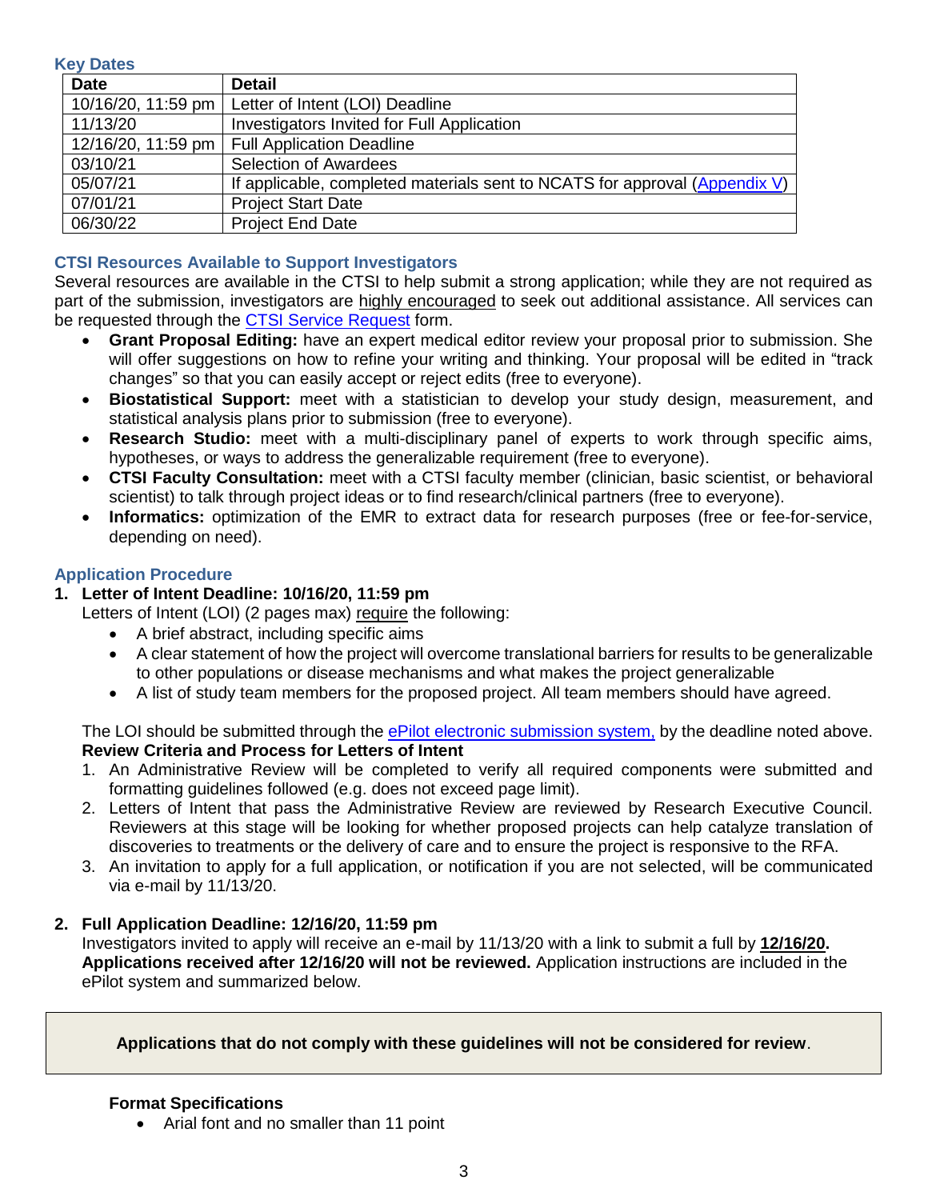## Key Dates

| Date | Detail |
| --- | --- |
| 10/16/20, 11:59 pm | Letter of Intent (LOI) Deadline |
| 11/13/20 | Investigators Invited for Full Application |
| 12/16/20, 11:59 pm | Full Application Deadline |
| 03/10/21 | Selection of Awardees |
| 05/07/21 | If applicable, completed materials sent to NCATS for approval (Appendix V) |
| 07/01/21 | Project Start Date |
| 06/30/22 | Project End Date |

## CTSI Resources Available to Support Investigators

Several resources are available in the CTSI to help submit a strong application; while they are not required as part of the submission, investigators are highly encouraged to seek out additional assistance. All services can be requested through the CTSI Service Request form.

- **Grant Proposal Editing:** have an expert medical editor review your proposal prior to submission. She will offer suggestions on how to refine your writing and thinking. Your proposal will be edited in "track changes" so that you can easily accept or reject edits (free to everyone).
- **Biostatistical Support:** meet with a statistician to develop your study design, measurement, and statistical analysis plans prior to submission (free to everyone).
- **Research Studio:** meet with a multi-disciplinary panel of experts to work through specific aims, hypotheses, or ways to address the generalizable requirement (free to everyone).
- **CTSI Faculty Consultation:** meet with a CTSI faculty member (clinician, basic scientist, or behavioral scientist) to talk through project ideas or to find research/clinical partners (free to everyone).
- **Informatics:** optimization of the EMR to extract data for research purposes (free or fee-for-service, depending on need).

## Application Procedure

**1. Letter of Intent Deadline: 10/16/20, 11:59 pm**

Letters of Intent (LOI) (2 pages max) require the following:

- A brief abstract, including specific aims
- A clear statement of how the project will overcome translational barriers for results to be generalizable to other populations or disease mechanisms and what makes the project generalizable
- A list of study team members for the proposed project. All team members should have agreed.

The LOI should be submitted through the ePilot electronic submission system, by the deadline noted above.

**Review Criteria and Process for Letters of Intent**

1. An Administrative Review will be completed to verify all required components were submitted and formatting guidelines followed (e.g. does not exceed page limit).
2. Letters of Intent that pass the Administrative Review are reviewed by Research Executive Council. Reviewers at this stage will be looking for whether proposed projects can help catalyze translation of discoveries to treatments or the delivery of care and to ensure the project is responsive to the RFA.
3. An invitation to apply for a full application, or notification if you are not selected, will be communicated via e-mail by 11/13/20.

**2. Full Application Deadline: 12/16/20, 11:59 pm**

Investigators invited to apply will receive an e-mail by 11/13/20 with a link to submit a full by **12/16/20. Applications received after 12/16/20 will not be reviewed.** Application instructions are included in the ePilot system and summarized below.

**Applications that do not comply with these guidelines will not be considered for review**.

**Format Specifications**

- Arial font and no smaller than 11 point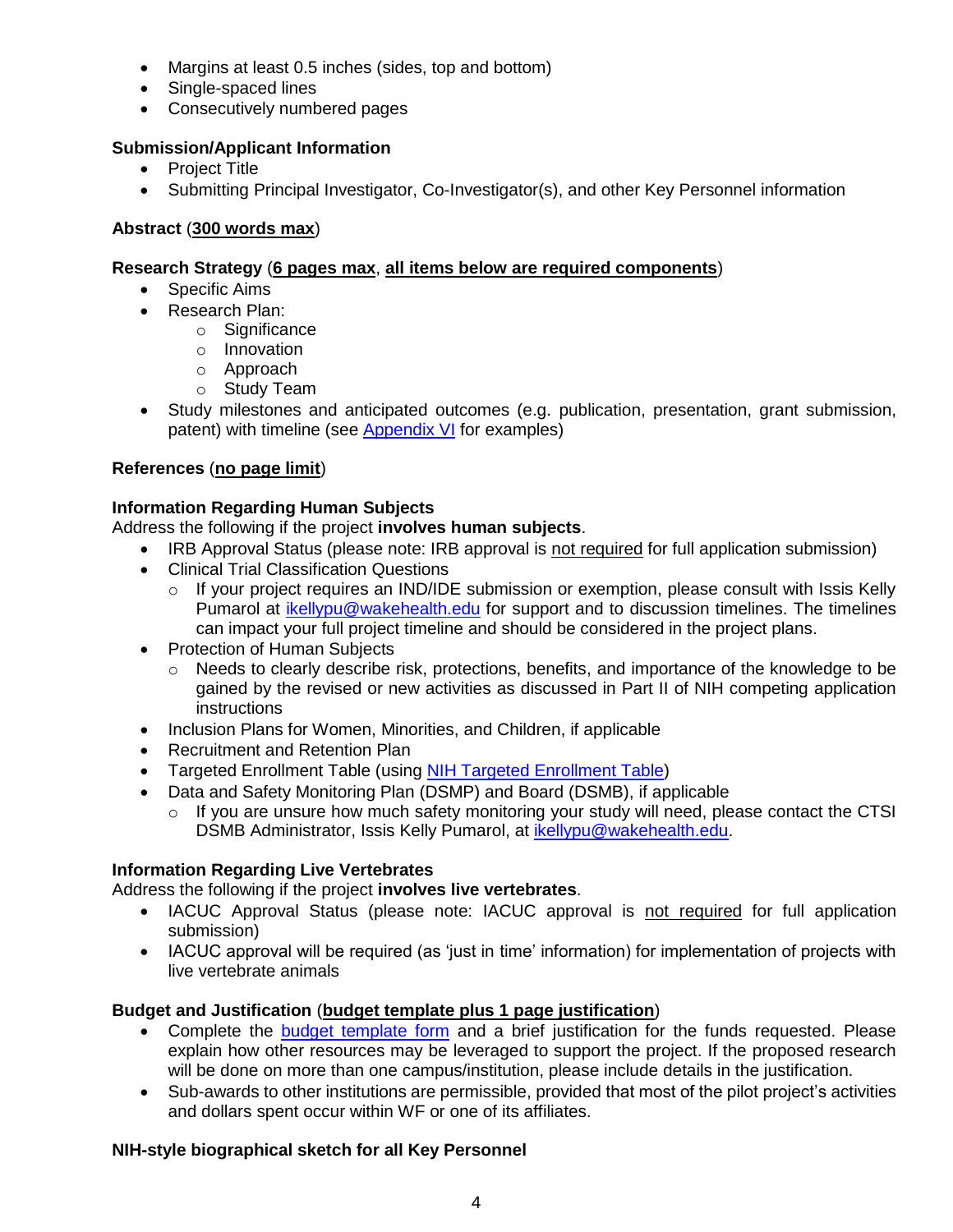- Margins at least 0.5 inches (sides, top and bottom)
- Single-spaced lines
- Consecutively numbered pages

**Submission/Applicant Information**

- Project Title
- Submitting Principal Investigator, Co-Investigator(s), and other Key Personnel information

**Abstract** (**300 words max**)

**Research Strategy** (**6 pages max**, **all items below are required components**)

- Specific Aims
- Research Plan:
  - Significance
  - Innovation
  - Approach
  - Study Team
- Study milestones and anticipated outcomes (e.g. publication, presentation, grant submission, patent) with timeline (see [Appendix VI]() for examples)

**References** (**no page limit**)

**Information Regarding Human Subjects**

Address the following if the project **involves human subjects**.

- IRB Approval Status (please note: IRB approval is not required for full application submission)
- Clinical Trial Classification Questions
  - If your project requires an IND/IDE submission or exemption, please consult with Issis Kelly Pumarol at [ikellypu@wakehealth.edu](mailto:ikellypu@wakehealth.edu) for support and to discussion timelines. The timelines can impact your full project timeline and should be considered in the project plans.
- Protection of Human Subjects
  - Needs to clearly describe risk, protections, benefits, and importance of the knowledge to be gained by the revised or new activities as discussed in Part II of NIH competing application instructions
- Inclusion Plans for Women, Minorities, and Children, if applicable
- Recruitment and Retention Plan
- Targeted Enrollment Table (using [NIH Targeted Enrollment Table]())
- Data and Safety Monitoring Plan (DSMP) and Board (DSMB), if applicable
  - If you are unsure how much safety monitoring your study will need, please contact the CTSI DSMB Administrator, Issis Kelly Pumarol, at [ikellypu@wakehealth.edu](mailto:ikellypu@wakehealth.edu).

**Information Regarding Live Vertebrates**

Address the following if the project **involves live vertebrates**.

- IACUC Approval Status (please note: IACUC approval is not required for full application submission)
- IACUC approval will be required (as 'just in time' information) for implementation of projects with live vertebrate animals

**Budget and Justification** (**budget template plus 1 page justification**)

- Complete the [budget template form]() and a brief justification for the funds requested. Please explain how other resources may be leveraged to support the project. If the proposed research will be done on more than one campus/institution, please include details in the justification.
- Sub-awards to other institutions are permissible, provided that most of the pilot project's activities and dollars spent occur within WF or one of its affiliates.

**NIH-style biographical sketch for all Key Personnel**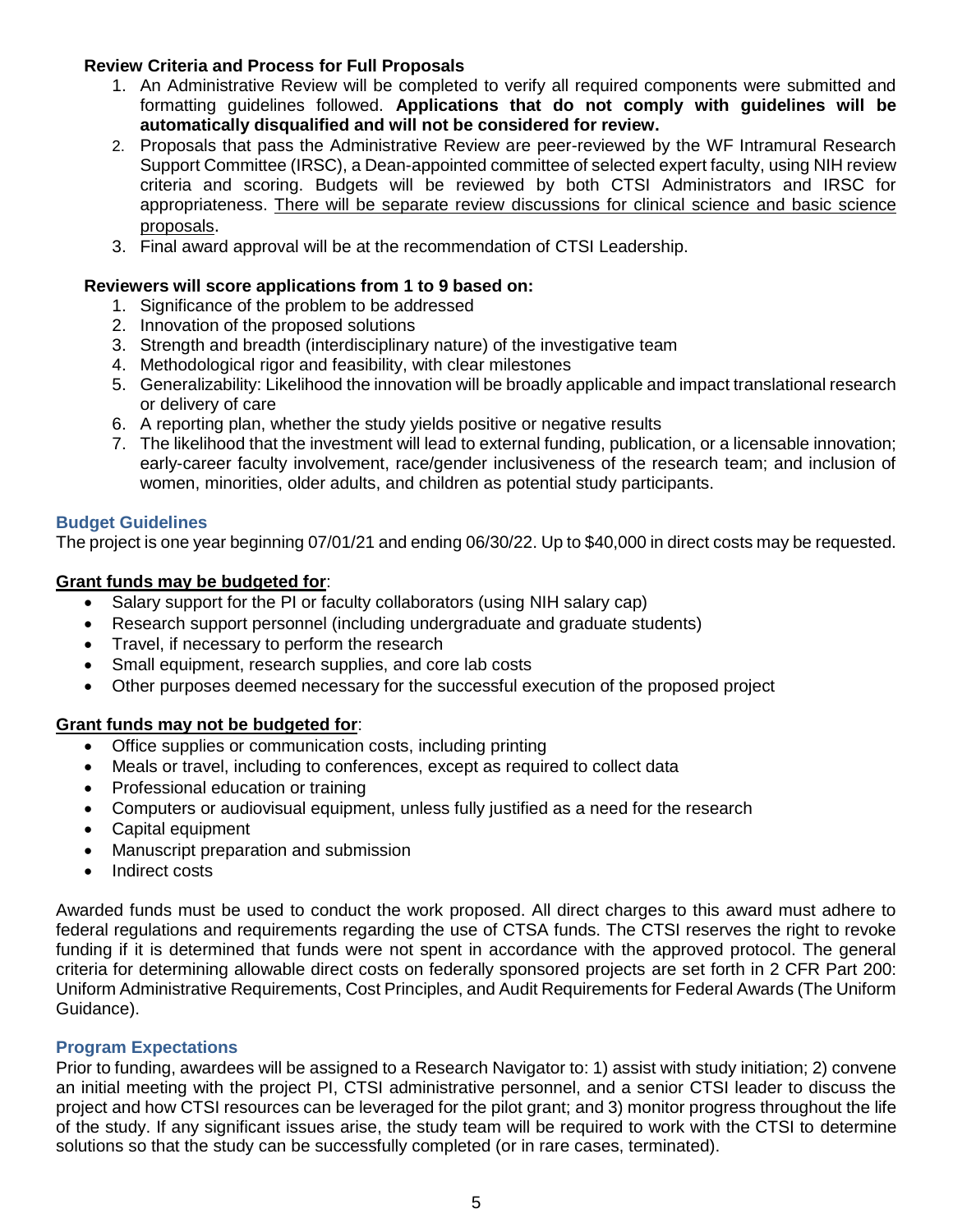**Review Criteria and Process for Full Proposals**

1. An Administrative Review will be completed to verify all required components were submitted and formatting guidelines followed. **Applications that do not comply with guidelines will be automatically disqualified and will not be considered for review.**
2. Proposals that pass the Administrative Review are peer-reviewed by the WF Intramural Research Support Committee (IRSC), a Dean-appointed committee of selected expert faculty, using NIH review criteria and scoring. Budgets will be reviewed by both CTSI Administrators and IRSC for appropriateness. <u>There will be separate review discussions for clinical science and basic science proposals</u>.
3. Final award approval will be at the recommendation of CTSI Leadership.

**Reviewers will score applications from 1 to 9 based on:**

1. Significance of the problem to be addressed
2. Innovation of the proposed solutions
3. Strength and breadth (interdisciplinary nature) of the investigative team
4. Methodological rigor and feasibility, with clear milestones
5. Generalizability: Likelihood the innovation will be broadly applicable and impact translational research or delivery of care
6. A reporting plan, whether the study yields positive or negative results
7. The likelihood that the investment will lead to external funding, publication, or a licensable innovation; early-career faculty involvement, race/gender inclusiveness of the research team; and inclusion of women, minorities, older adults, and children as potential study participants.

## Budget Guidelines

The project is one year beginning 07/01/21 and ending 06/30/22. Up to $40,000 in direct costs may be requested.

**<u>Grant funds may be budgeted for</u>**:

- Salary support for the PI or faculty collaborators (using NIH salary cap)
- Research support personnel (including undergraduate and graduate students)
- Travel, if necessary to perform the research
- Small equipment, research supplies, and core lab costs
- Other purposes deemed necessary for the successful execution of the proposed project

**<u>Grant funds may not be budgeted for</u>**:

- Office supplies or communication costs, including printing
- Meals or travel, including to conferences, except as required to collect data
- Professional education or training
- Computers or audiovisual equipment, unless fully justified as a need for the research
- Capital equipment
- Manuscript preparation and submission
- Indirect costs

Awarded funds must be used to conduct the work proposed. All direct charges to this award must adhere to federal regulations and requirements regarding the use of CTSA funds. The CTSI reserves the right to revoke funding if it is determined that funds were not spent in accordance with the approved protocol. The general criteria for determining allowable direct costs on federally sponsored projects are set forth in 2 CFR Part 200: Uniform Administrative Requirements, Cost Principles, and Audit Requirements for Federal Awards (The Uniform Guidance).

## Program Expectations

Prior to funding, awardees will be assigned to a Research Navigator to: 1) assist with study initiation; 2) convene an initial meeting with the project PI, CTSI administrative personnel, and a senior CTSI leader to discuss the project and how CTSI resources can be leveraged for the pilot grant; and 3) monitor progress throughout the life of the study. If any significant issues arise, the study team will be required to work with the CTSI to determine solutions so that the study can be successfully completed (or in rare cases, terminated).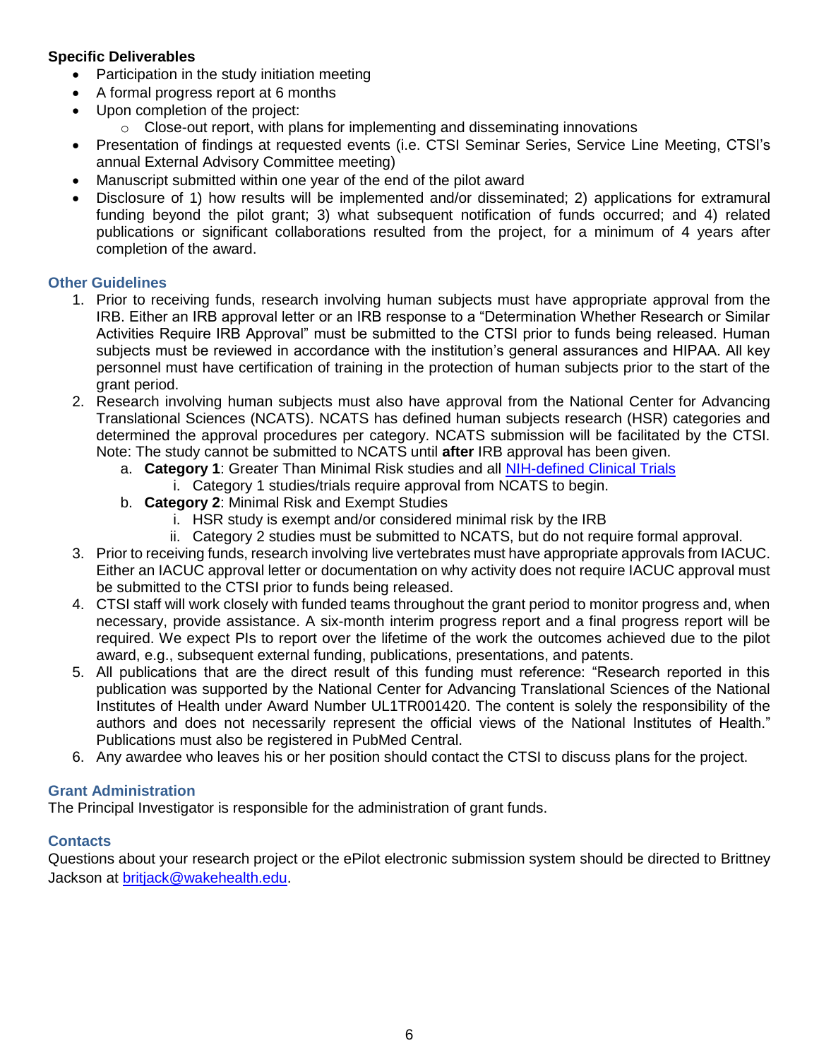**Specific Deliverables**

- Participation in the study initiation meeting
- A formal progress report at 6 months
- Upon completion of the project:
  - Close-out report, with plans for implementing and disseminating innovations
- Presentation of findings at requested events (i.e. CTSI Seminar Series, Service Line Meeting, CTSI's annual External Advisory Committee meeting)
- Manuscript submitted within one year of the end of the pilot award
- Disclosure of 1) how results will be implemented and/or disseminated; 2) applications for extramural funding beyond the pilot grant; 3) what subsequent notification of funds occurred; and 4) related publications or significant collaborations resulted from the project, for a minimum of 4 years after completion of the award.

## Other Guidelines

1. Prior to receiving funds, research involving human subjects must have appropriate approval from the IRB. Either an IRB approval letter or an IRB response to a "Determination Whether Research or Similar Activities Require IRB Approval" must be submitted to the CTSI prior to funds being released. Human subjects must be reviewed in accordance with the institution's general assurances and HIPAA. All key personnel must have certification of training in the protection of human subjects prior to the start of the grant period.
2. Research involving human subjects must also have approval from the National Center for Advancing Translational Sciences (NCATS). NCATS has defined human subjects research (HSR) categories and determined the approval procedures per category. NCATS submission will be facilitated by the CTSI. Note: The study cannot be submitted to NCATS until **after** IRB approval has been given.
   a. **Category 1**: Greater Than Minimal Risk studies and all NIH-defined Clinical Trials
      i. Category 1 studies/trials require approval from NCATS to begin.
   b. **Category 2**: Minimal Risk and Exempt Studies
      i. HSR study is exempt and/or considered minimal risk by the IRB
      ii. Category 2 studies must be submitted to NCATS, but do not require formal approval.
3. Prior to receiving funds, research involving live vertebrates must have appropriate approvals from IACUC. Either an IACUC approval letter or documentation on why activity does not require IACUC approval must be submitted to the CTSI prior to funds being released.
4. CTSI staff will work closely with funded teams throughout the grant period to monitor progress and, when necessary, provide assistance. A six-month interim progress report and a final progress report will be required. We expect PIs to report over the lifetime of the work the outcomes achieved due to the pilot award, e.g., subsequent external funding, publications, presentations, and patents.
5. All publications that are the direct result of this funding must reference: "Research reported in this publication was supported by the National Center for Advancing Translational Sciences of the National Institutes of Health under Award Number UL1TR001420. The content is solely the responsibility of the authors and does not necessarily represent the official views of the National Institutes of Health." Publications must also be registered in PubMed Central.
6. Any awardee who leaves his or her position should contact the CTSI to discuss plans for the project.

## Grant Administration

The Principal Investigator is responsible for the administration of grant funds.

## Contacts

Questions about your research project or the ePilot electronic submission system should be directed to Brittney Jackson at britjack@wakehealth.edu.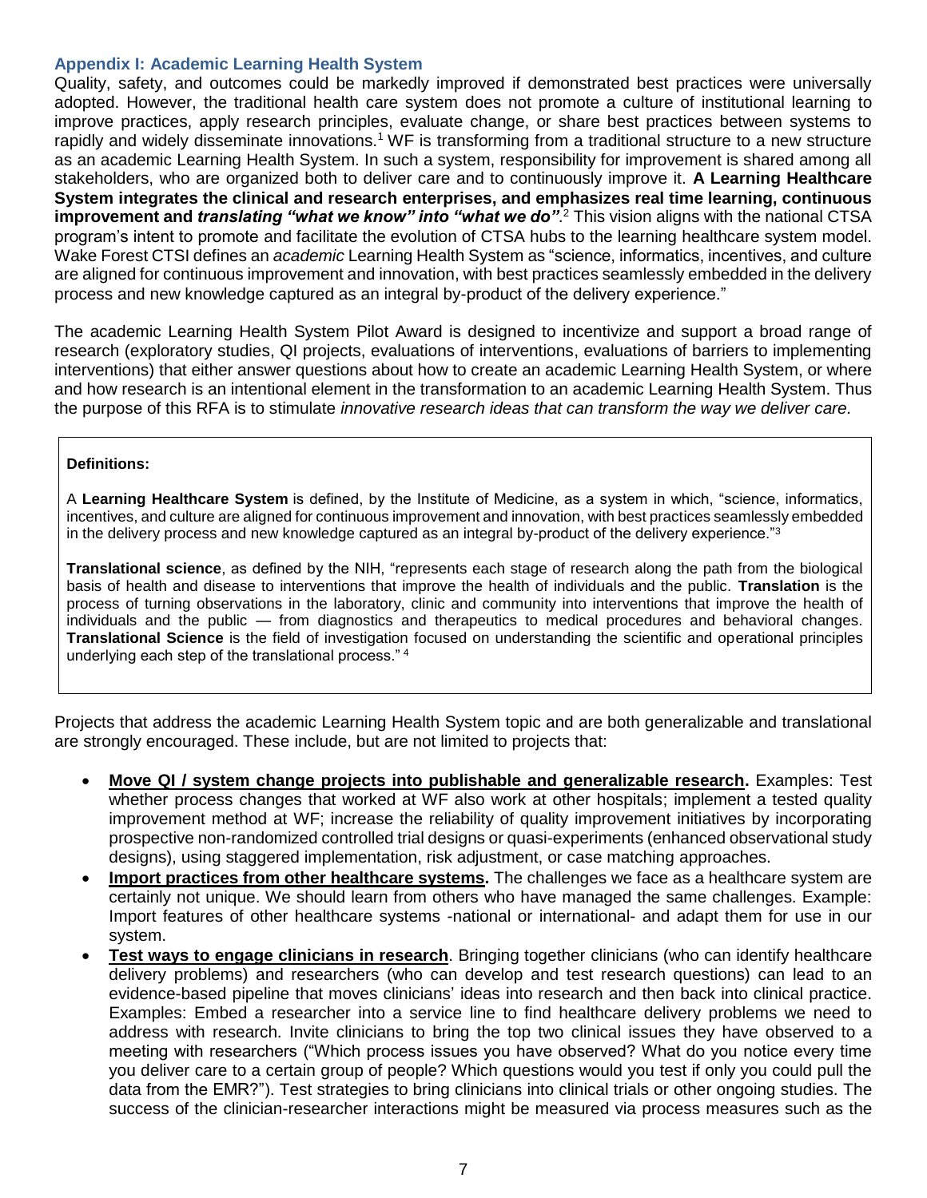### Appendix I: Academic Learning Health System

Quality, safety, and outcomes could be markedly improved if demonstrated best practices were universally adopted. However, the traditional health care system does not promote a culture of institutional learning to improve practices, apply research principles, evaluate change, or share best practices between systems to rapidly and widely disseminate innovations.[1] WF is transforming from a traditional structure to a new structure as an academic Learning Health System. In such a system, responsibility for improvement is shared among all stakeholders, who are organized both to deliver care and to continuously improve it. **A Learning Healthcare System integrates the clinical and research enterprises, and emphasizes real time learning, continuous improvement and *translating "what we know" into "what we do"*.**[2] This vision aligns with the national CTSA program's intent to promote and facilitate the evolution of CTSA hubs to the learning healthcare system model. Wake Forest CTSI defines an *academic* Learning Health System as "science, informatics, incentives, and culture are aligned for continuous improvement and innovation, with best practices seamlessly embedded in the delivery process and new knowledge captured as an integral by-product of the delivery experience."

The academic Learning Health System Pilot Award is designed to incentivize and support a broad range of research (exploratory studies, QI projects, evaluations of interventions, evaluations of barriers to implementing interventions) that either answer questions about how to create an academic Learning Health System, or where and how research is an intentional element in the transformation to an academic Learning Health System. Thus the purpose of this RFA is to stimulate *innovative research ideas that can transform the way we deliver care.*

**Definitions:**

A **Learning Healthcare System** is defined, by the Institute of Medicine, as a system in which, "science, informatics, incentives, and culture are aligned for continuous improvement and innovation, with best practices seamlessly embedded in the delivery process and new knowledge captured as an integral by-product of the delivery experience."[3]

**Translational science**, as defined by the NIH, "represents each stage of research along the path from the biological basis of health and disease to interventions that improve the health of individuals and the public. **Translation** is the process of turning observations in the laboratory, clinic and community into interventions that improve the health of individuals and the public — from diagnostics and therapeutics to medical procedures and behavioral changes. **Translational Science** is the field of investigation focused on understanding the scientific and operational principles underlying each step of the translational process." [4]

Projects that address the academic Learning Health System topic and are both generalizable and translational are strongly encouraged. These include, but are not limited to projects that:

- **Move QI / system change projects into publishable and generalizable research.** Examples: Test whether process changes that worked at WF also work at other hospitals; implement a tested quality improvement method at WF; increase the reliability of quality improvement initiatives by incorporating prospective non-randomized controlled trial designs or quasi-experiments (enhanced observational study designs), using staggered implementation, risk adjustment, or case matching approaches.
- **Import practices from other healthcare systems.** The challenges we face as a healthcare system are certainly not unique. We should learn from others who have managed the same challenges. Example: Import features of other healthcare systems -national or international- and adapt them for use in our system.
- **Test ways to engage clinicians in research**. Bringing together clinicians (who can identify healthcare delivery problems) and researchers (who can develop and test research questions) can lead to an evidence-based pipeline that moves clinicians' ideas into research and then back into clinical practice. Examples: Embed a researcher into a service line to find healthcare delivery problems we need to address with research. Invite clinicians to bring the top two clinical issues they have observed to a meeting with researchers ("Which process issues you have observed? What do you notice every time you deliver care to a certain group of people? Which questions would you test if only you could pull the data from the EMR?"). Test strategies to bring clinicians into clinical trials or other ongoing studies. The success of the clinician-researcher interactions might be measured via process measures such as the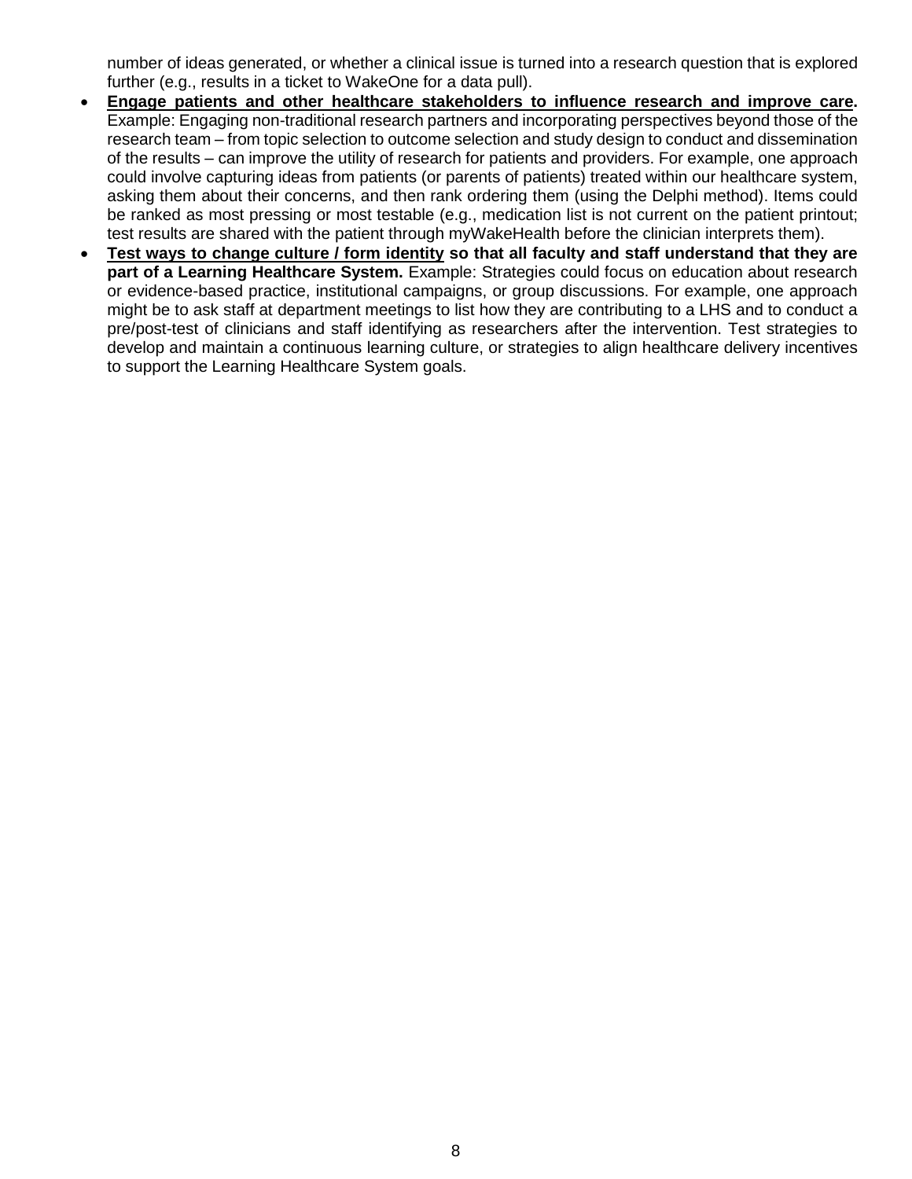number of ideas generated, or whether a clinical issue is turned into a research question that is explored further (e.g., results in a ticket to WakeOne for a data pull).

- **<u>Engage patients and other healthcare stakeholders to influence research and improve care</u>.** Example: Engaging non-traditional research partners and incorporating perspectives beyond those of the research team – from topic selection to outcome selection and study design to conduct and dissemination of the results – can improve the utility of research for patients and providers. For example, one approach could involve capturing ideas from patients (or parents of patients) treated within our healthcare system, asking them about their concerns, and then rank ordering them (using the Delphi method). Items could be ranked as most pressing or most testable (e.g., medication list is not current on the patient printout; test results are shared with the patient through myWakeHealth before the clinician interprets them).
- **<u>Test ways to change culture / form identity</u> so that all faculty and staff understand that they are part of a Learning Healthcare System.** Example: Strategies could focus on education about research or evidence-based practice, institutional campaigns, or group discussions. For example, one approach might be to ask staff at department meetings to list how they are contributing to a LHS and to conduct a pre/post-test of clinicians and staff identifying as researchers after the intervention. Test strategies to develop and maintain a continuous learning culture, or strategies to align healthcare delivery incentives to support the Learning Healthcare System goals.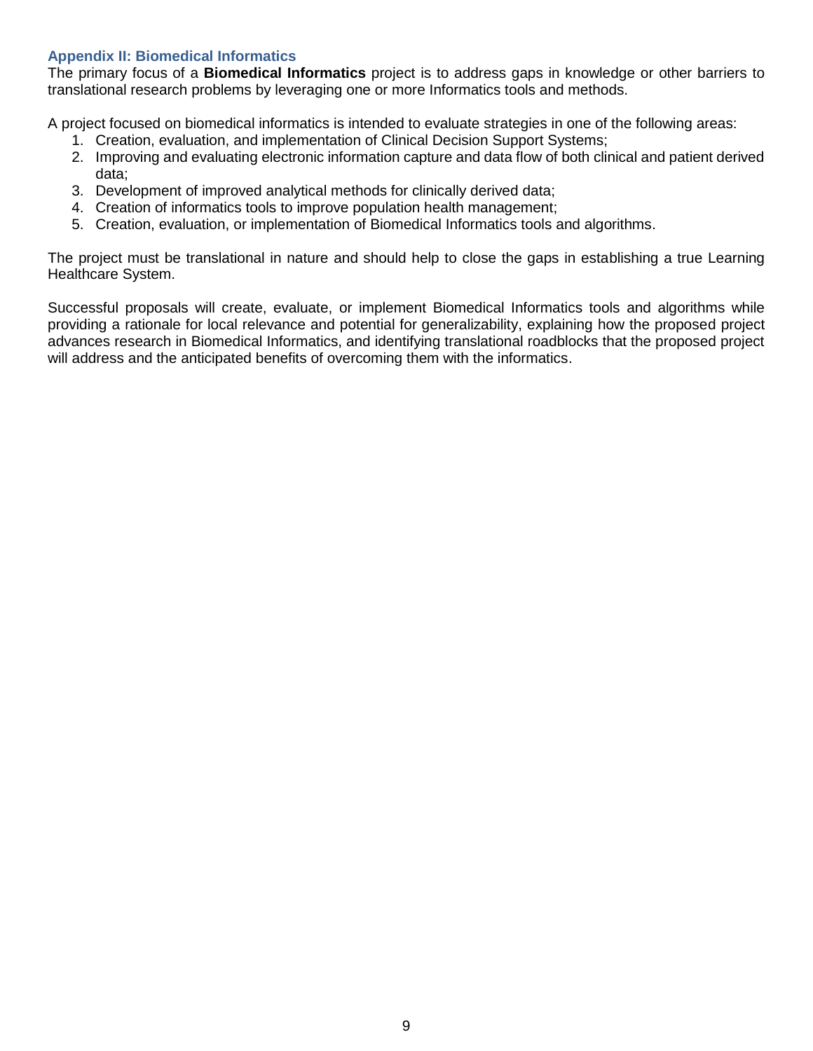## Appendix II: Biomedical Informatics

The primary focus of a **Biomedical Informatics** project is to address gaps in knowledge or other barriers to translational research problems by leveraging one or more Informatics tools and methods.

A project focused on biomedical informatics is intended to evaluate strategies in one of the following areas:

1. Creation, evaluation, and implementation of Clinical Decision Support Systems;
2. Improving and evaluating electronic information capture and data flow of both clinical and patient derived data;
3. Development of improved analytical methods for clinically derived data;
4. Creation of informatics tools to improve population health management;
5. Creation, evaluation, or implementation of Biomedical Informatics tools and algorithms.

The project must be translational in nature and should help to close the gaps in establishing a true Learning Healthcare System.

Successful proposals will create, evaluate, or implement Biomedical Informatics tools and algorithms while providing a rationale for local relevance and potential for generalizability, explaining how the proposed project advances research in Biomedical Informatics, and identifying translational roadblocks that the proposed project will address and the anticipated benefits of overcoming them with the informatics.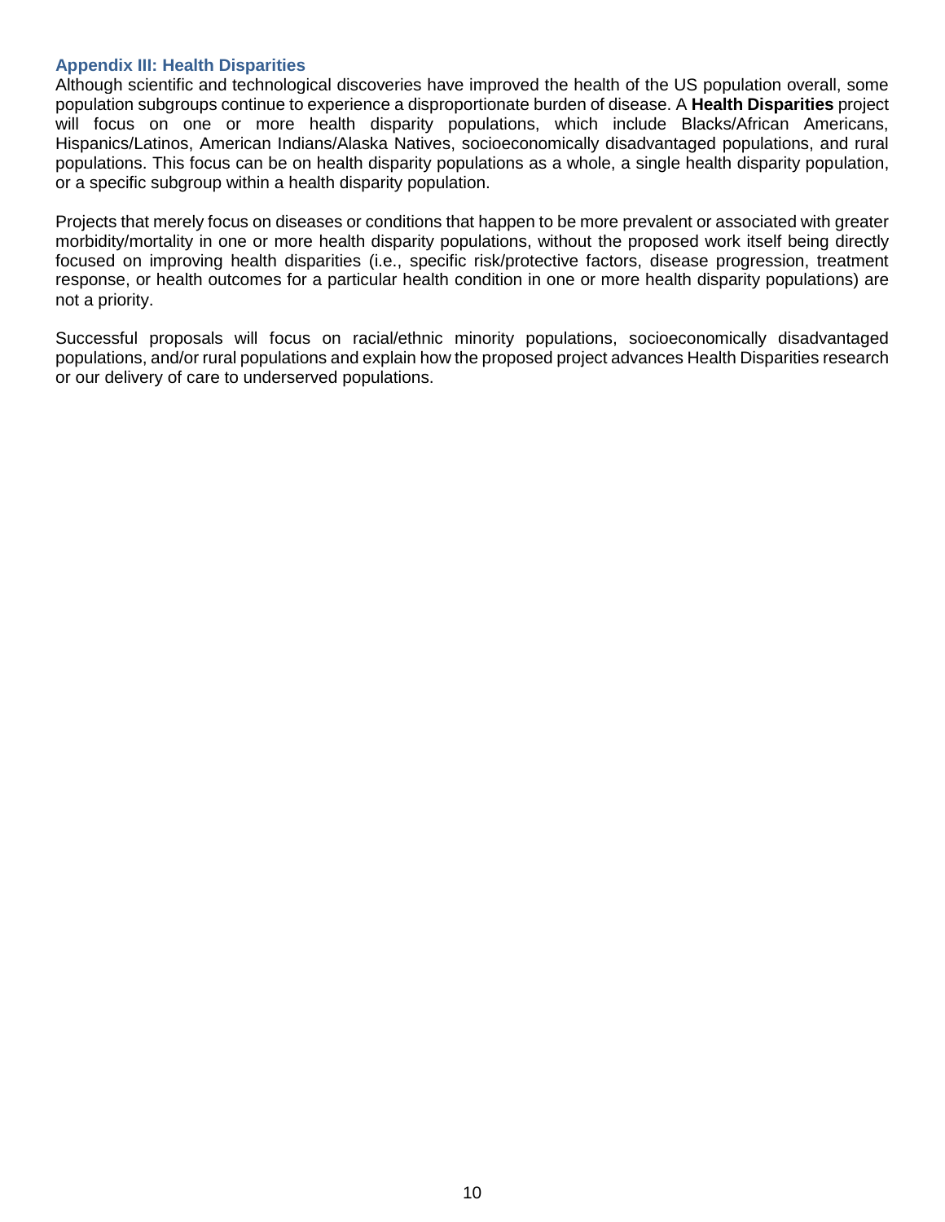## Appendix III: Health Disparities

Although scientific and technological discoveries have improved the health of the US population overall, some population subgroups continue to experience a disproportionate burden of disease. A **Health Disparities** project will focus on one or more health disparity populations, which include Blacks/African Americans, Hispanics/Latinos, American Indians/Alaska Natives, socioeconomically disadvantaged populations, and rural populations. This focus can be on health disparity populations as a whole, a single health disparity population, or a specific subgroup within a health disparity population.

Projects that merely focus on diseases or conditions that happen to be more prevalent or associated with greater morbidity/mortality in one or more health disparity populations, without the proposed work itself being directly focused on improving health disparities (i.e., specific risk/protective factors, disease progression, treatment response, or health outcomes for a particular health condition in one or more health disparity populations) are not a priority.

Successful proposals will focus on racial/ethnic minority populations, socioeconomically disadvantaged populations, and/or rural populations and explain how the proposed project advances Health Disparities research or our delivery of care to underserved populations.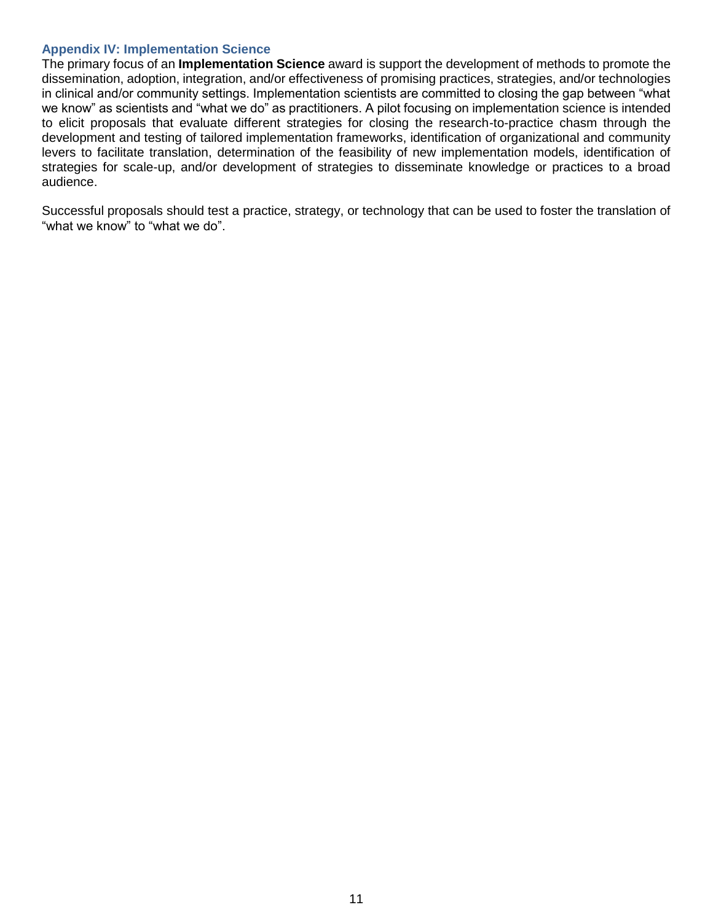### Appendix IV: Implementation Science

The primary focus of an **Implementation Science** award is support the development of methods to promote the dissemination, adoption, integration, and/or effectiveness of promising practices, strategies, and/or technologies in clinical and/or community settings. Implementation scientists are committed to closing the gap between "what we know" as scientists and "what we do" as practitioners. A pilot focusing on implementation science is intended to elicit proposals that evaluate different strategies for closing the research-to-practice chasm through the development and testing of tailored implementation frameworks, identification of organizational and community levers to facilitate translation, determination of the feasibility of new implementation models, identification of strategies for scale-up, and/or development of strategies to disseminate knowledge or practices to a broad audience.

Successful proposals should test a practice, strategy, or technology that can be used to foster the translation of "what we know" to "what we do".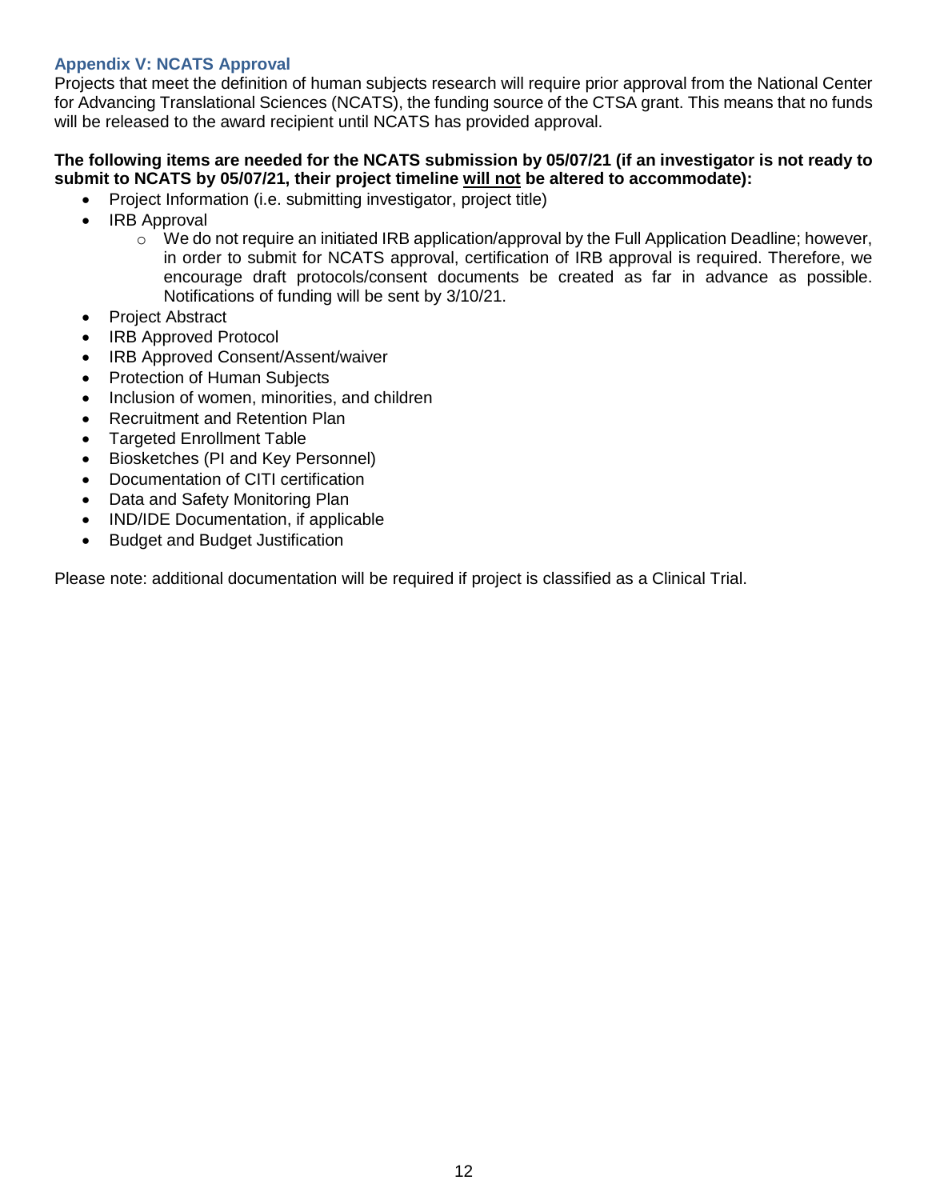### Appendix V: NCATS Approval

Projects that meet the definition of human subjects research will require prior approval from the National Center for Advancing Translational Sciences (NCATS), the funding source of the CTSA grant. This means that no funds will be released to the award recipient until NCATS has provided approval.

**The following items are needed for the NCATS submission by 05/07/21 (if an investigator is not ready to submit to NCATS by 05/07/21, their project timeline <u>will not</u> be altered to accommodate):**

- Project Information (i.e. submitting investigator, project title)
- IRB Approval
  - We do not require an initiated IRB application/approval by the Full Application Deadline; however, in order to submit for NCATS approval, certification of IRB approval is required. Therefore, we encourage draft protocols/consent documents be created as far in advance as possible. Notifications of funding will be sent by 3/10/21.
- Project Abstract
- IRB Approved Protocol
- IRB Approved Consent/Assent/waiver
- Protection of Human Subjects
- Inclusion of women, minorities, and children
- Recruitment and Retention Plan
- Targeted Enrollment Table
- Biosketches (PI and Key Personnel)
- Documentation of CITI certification
- Data and Safety Monitoring Plan
- IND/IDE Documentation, if applicable
- Budget and Budget Justification

Please note: additional documentation will be required if project is classified as a Clinical Trial.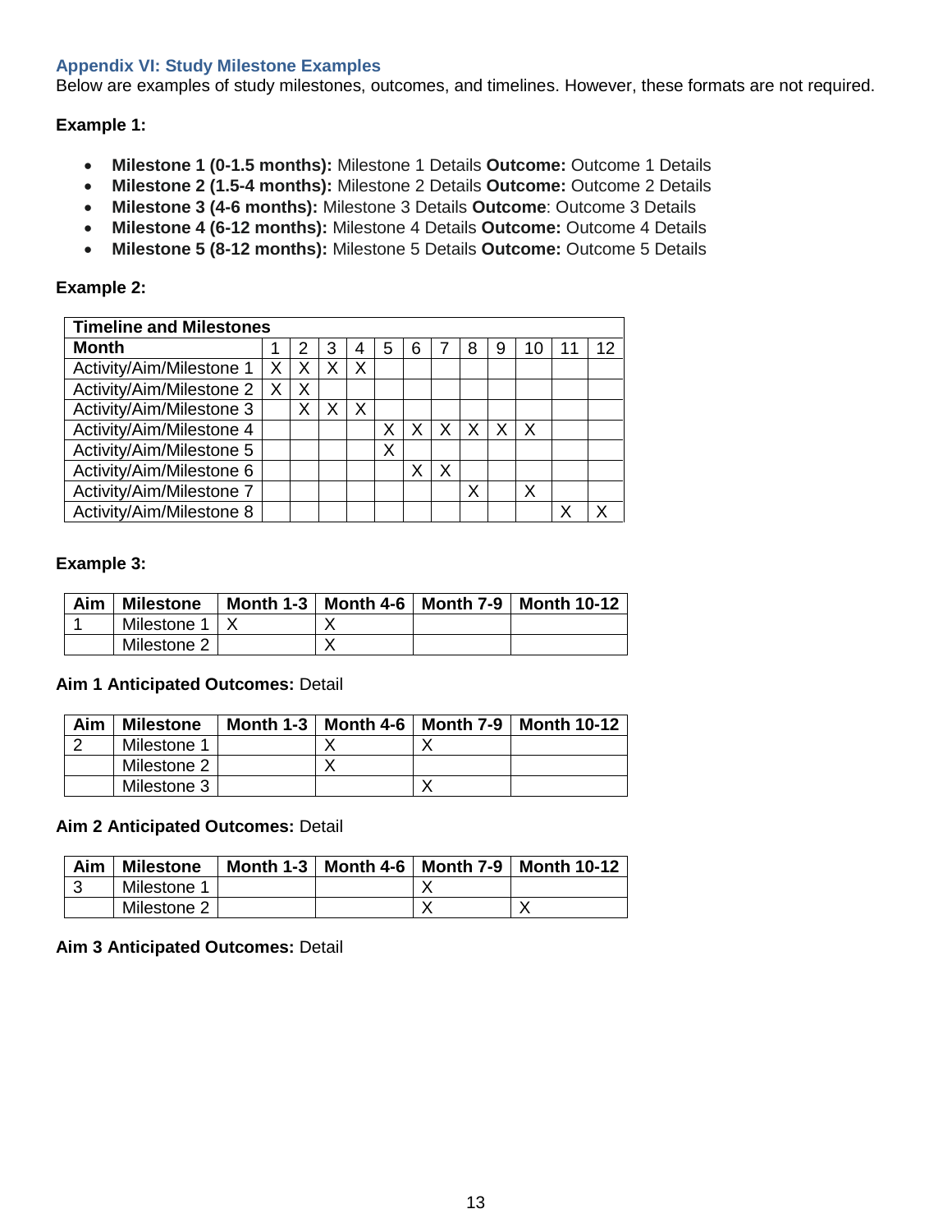### Appendix VI: Study Milestone Examples

Below are examples of study milestones, outcomes, and timelines. However, these formats are not required.

**Example 1:**

- **Milestone 1 (0-1.5 months):** Milestone 1 Details **Outcome:** Outcome 1 Details
- **Milestone 2 (1.5-4 months):** Milestone 2 Details **Outcome:** Outcome 2 Details
- **Milestone 3 (4-6 months):** Milestone 3 Details **Outcome**: Outcome 3 Details
- **Milestone 4 (6-12 months):** Milestone 4 Details **Outcome:** Outcome 4 Details
- **Milestone 5 (8-12 months):** Milestone 5 Details **Outcome:** Outcome 5 Details

**Example 2:**

| **Timeline and Milestones** | | | | | | | | | | | | |
|---|---|---|---|---|---|---|---|---|---|---|---|---|
| **Month** | 1 | 2 | 3 | 4 | 5 | 6 | 7 | 8 | 9 | 10 | 11 | 12 |
| Activity/Aim/Milestone 1 | X | X | X | X | | | | | | | | |
| Activity/Aim/Milestone 2 | X | X | | | | | | | | | | |
| Activity/Aim/Milestone 3 | | X | X | X | | | | | | | | |
| Activity/Aim/Milestone 4 | | | | | X | X | X | X | X | X | | |
| Activity/Aim/Milestone 5 | | | | | X | | | | | | | |
| Activity/Aim/Milestone 6 | | | | | | X | X | | | | | |
| Activity/Aim/Milestone 7 | | | | | | | | X | | X | | |
| Activity/Aim/Milestone 8 | | | | | | | | | | | X | X |

**Example 3:**

| **Aim** | **Milestone** | **Month 1-3** | **Month 4-6** | **Month 7-9** | **Month 10-12** |
|---|---|---|---|---|---|
| 1 | Milestone 1 | X | X | | |
| | Milestone 2 | | X | | |

**Aim 1 Anticipated Outcomes:** Detail

| **Aim** | **Milestone** | **Month 1-3** | **Month 4-6** | **Month 7-9** | **Month 10-12** |
|---|---|---|---|---|---|
| 2 | Milestone 1 | | X | X | |
| | Milestone 2 | | X | | |
| | Milestone 3 | | | X | |

**Aim 2 Anticipated Outcomes:** Detail

| **Aim** | **Milestone** | **Month 1-3** | **Month 4-6** | **Month 7-9** | **Month 10-12** |
|---|---|---|---|---|---|
| 3 | Milestone 1 | | | X | |
| | Milestone 2 | | | X | X |

**Aim 3 Anticipated Outcomes:** Detail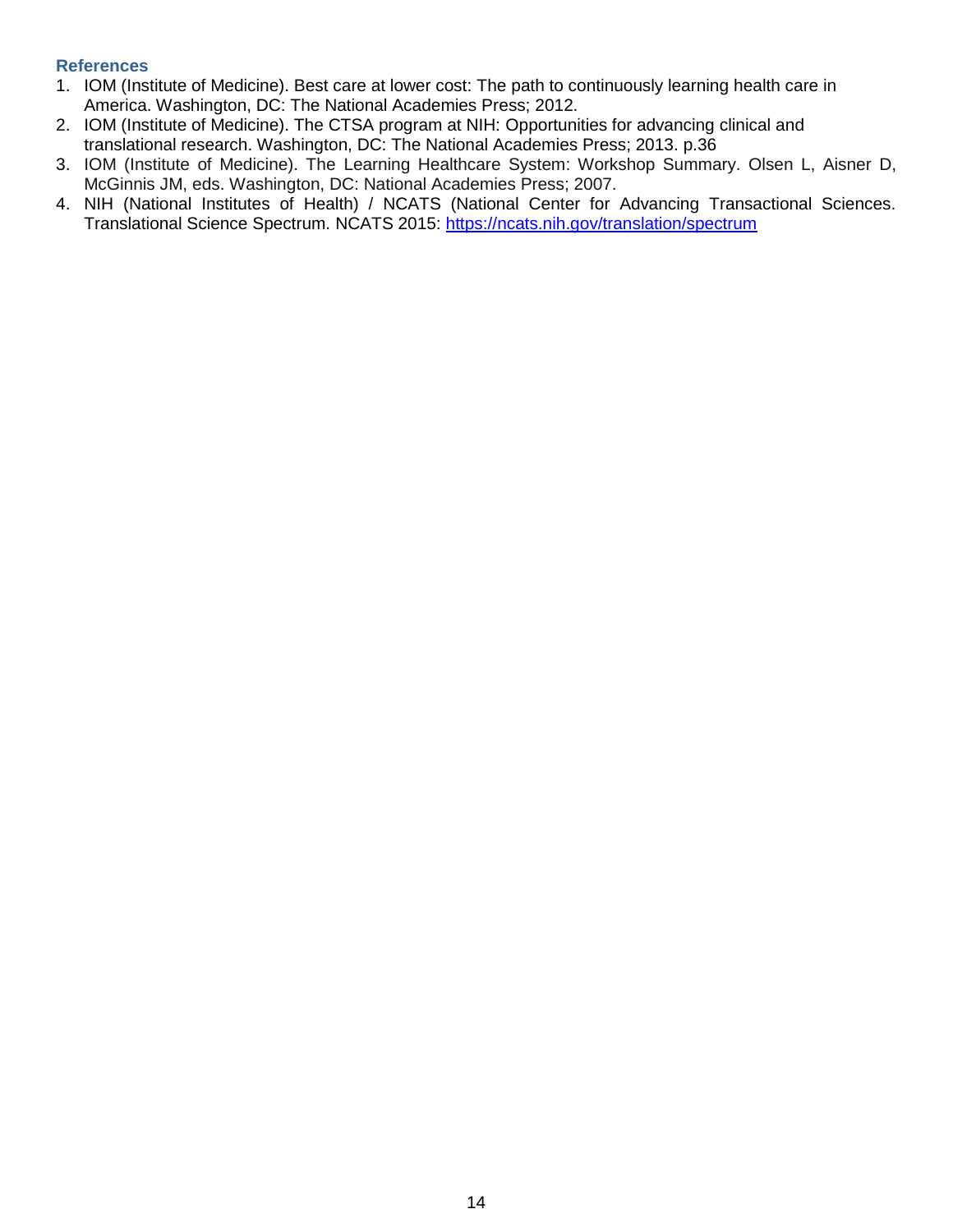### References

1. IOM (Institute of Medicine). Best care at lower cost: The path to continuously learning health care in America. Washington, DC: The National Academies Press; 2012.
2. IOM (Institute of Medicine). The CTSA program at NIH: Opportunities for advancing clinical and translational research. Washington, DC: The National Academies Press; 2013. p.36
3. IOM (Institute of Medicine). The Learning Healthcare System: Workshop Summary. Olsen L, Aisner D, McGinnis JM, eds. Washington, DC: National Academies Press; 2007.
4. NIH (National Institutes of Health) / NCATS (National Center for Advancing Transactional Sciences. Translational Science Spectrum. NCATS 2015: https://ncats.nih.gov/translation/spectrum